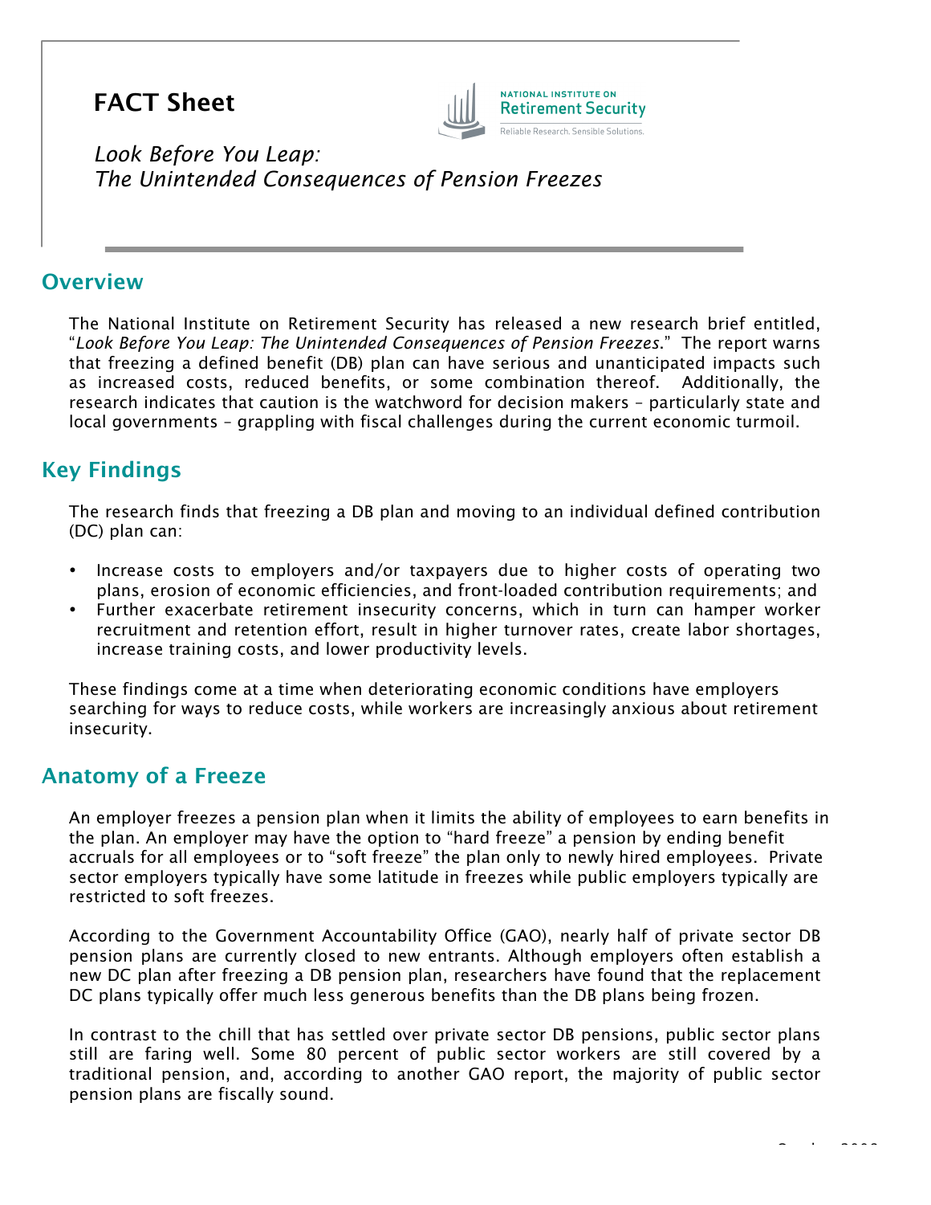# FACT Sheet

NATIONAL INSTITUTE ON
Retirement Security
Reliable Research. Sensible Solutions.

*Look Before You Leap:*
*The Unintended Consequences of Pension Freezes*

## Overview

The National Institute on Retirement Security has released a new research brief entitled, "*Look Before You Leap: The Unintended Consequences of Pension Freezes*." The report warns that freezing a defined benefit (DB) plan can have serious and unanticipated impacts such as increased costs, reduced benefits, or some combination thereof. Additionally, the research indicates that caution is the watchword for decision makers – particularly state and local governments – grappling with fiscal challenges during the current economic turmoil.

## Key Findings

The research finds that freezing a DB plan and moving to an individual defined contribution (DC) plan can:

- Increase costs to employers and/or taxpayers due to higher costs of operating two plans, erosion of economic efficiencies, and front-loaded contribution requirements; and
- Further exacerbate retirement insecurity concerns, which in turn can hamper worker recruitment and retention effort, result in higher turnover rates, create labor shortages, increase training costs, and lower productivity levels.

These findings come at a time when deteriorating economic conditions have employers searching for ways to reduce costs, while workers are increasingly anxious about retirement insecurity.

## Anatomy of a Freeze

An employer freezes a pension plan when it limits the ability of employees to earn benefits in the plan. An employer may have the option to "hard freeze" a pension by ending benefit accruals for all employees or to "soft freeze" the plan only to newly hired employees. Private sector employers typically have some latitude in freezes while public employers typically are restricted to soft freezes.

According to the Government Accountability Office (GAO), nearly half of private sector DB pension plans are currently closed to new entrants. Although employers often establish a new DC plan after freezing a DB pension plan, researchers have found that the replacement DC plans typically offer much less generous benefits than the DB plans being frozen.

In contrast to the chill that has settled over private sector DB pensions, public sector plans still are faring well. Some 80 percent of public sector workers are still covered by a traditional pension, and, according to another GAO report, the majority of public sector pension plans are fiscally sound.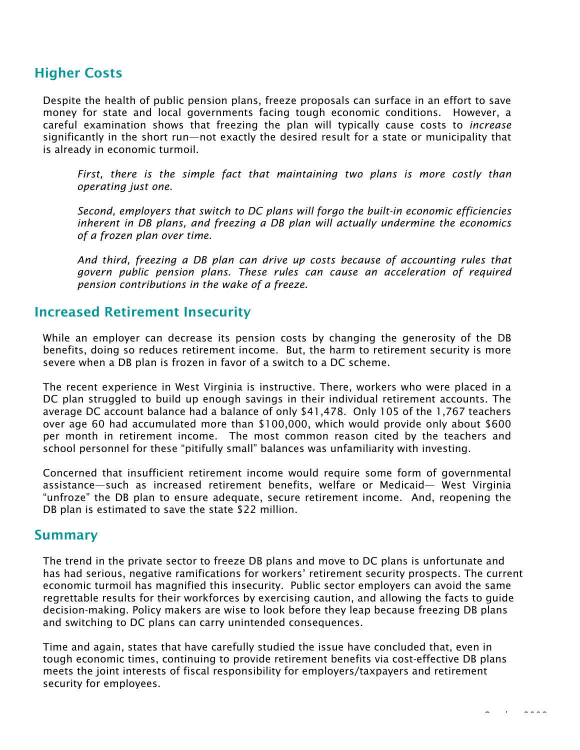## Higher Costs

Despite the health of public pension plans, freeze proposals can surface in an effort to save money for state and local governments facing tough economic conditions. However, a careful examination shows that freezing the plan will typically cause costs to *increase* significantly in the short run—not exactly the desired result for a state or municipality that is already in economic turmoil.

> *First, there is the simple fact that maintaining two plans is more costly than operating just one.*
>
> *Second, employers that switch to DC plans will forgo the built-in economic efficiencies inherent in DB plans, and freezing a DB plan will actually undermine the economics of a frozen plan over time.*
>
> *And third, freezing a DB plan can drive up costs because of accounting rules that govern public pension plans. These rules can cause an acceleration of required pension contributions in the wake of a freeze.*

## Increased Retirement Insecurity

While an employer can decrease its pension costs by changing the generosity of the DB benefits, doing so reduces retirement income. But, the harm to retirement security is more severe when a DB plan is frozen in favor of a switch to a DC scheme.

The recent experience in West Virginia is instructive. There, workers who were placed in a DC plan struggled to build up enough savings in their individual retirement accounts. The average DC account balance had a balance of only $41,478. Only 105 of the 1,767 teachers over age 60 had accumulated more than $100,000, which would provide only about $600 per month in retirement income. The most common reason cited by the teachers and school personnel for these "pitifully small" balances was unfamiliarity with investing.

Concerned that insufficient retirement income would require some form of governmental assistance—such as increased retirement benefits, welfare or Medicaid— West Virginia "unfroze" the DB plan to ensure adequate, secure retirement income. And, reopening the DB plan is estimated to save the state $22 million.

## Summary

The trend in the private sector to freeze DB plans and move to DC plans is unfortunate and has had serious, negative ramifications for workers' retirement security prospects. The current economic turmoil has magnified this insecurity. Public sector employers can avoid the same regrettable results for their workforces by exercising caution, and allowing the facts to guide decision-making. Policy makers are wise to look before they leap because freezing DB plans and switching to DC plans can carry unintended consequences.

Time and again, states that have carefully studied the issue have concluded that, even in tough economic times, continuing to provide retirement benefits via cost-effective DB plans meets the joint interests of fiscal responsibility for employers/taxpayers and retirement security for employees.